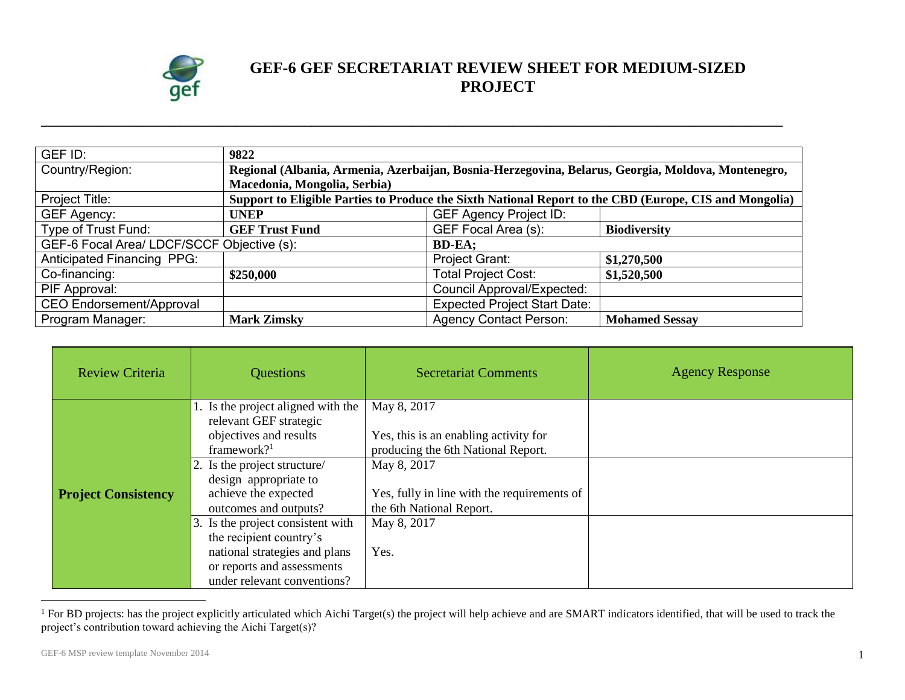# GEF-6 GEF SECRETARIAT REVIEW SHEET FOR MEDIUM-SIZED PROJECT

| GEF ID: | **9822** | | |
|---|---|---|---|
| Country/Region: | **Regional (Albania, Armenia, Azerbaijan, Bosnia-Herzegovina, Belarus, Georgia, Moldova, Montenegro, Macedonia, Mongolia, Serbia)** | | |
| Project Title: | **Support to Eligible Parties to Produce the Sixth National Report to the CBD (Europe, CIS and Mongolia)** | | |
| GEF Agency: | **UNEP** | GEF Agency Project ID: | |
| Type of Trust Fund: | **GEF Trust Fund** | GEF Focal Area (s): | **Biodiversity** |
| GEF-6 Focal Area/ LDCF/SCCF Objective (s): | | **BD-EA;** | |
| Anticipated Financing PPG: | | Project Grant: | **$1,270,500** |
| Co-financing: | **$250,000** | Total Project Cost: | **$1,520,500** |
| PIF Approval: | | Council Approval/Expected: | |
| CEO Endorsement/Approval | | Expected Project Start Date: | |
| Program Manager: | **Mark Zimsky** | Agency Contact Person: | **Mohamed Sessay** |

| Review Criteria | Questions | Secretariat Comments | Agency Response |
|---|---|---|---|
| **Project Consistency** | 1. Is the project aligned with the relevant GEF strategic objectives and results framework?[1] | May 8, 2017<br><br>Yes, this is an enabling activity for producing the 6th National Report. | |
| | 2. Is the project structure/ design appropriate to achieve the expected outcomes and outputs? | May 8, 2017<br><br>Yes, fully in line with the requirements of the 6th National Report. | |
| | 3. Is the project consistent with the recipient country's national strategies and plans or reports and assessments under relevant conventions? | May 8, 2017<br><br>Yes. | |

[1] For BD projects: has the project explicitly articulated which Aichi Target(s) the project will help achieve and are SMART indicators identified, that will be used to track the project's contribution toward achieving the Aichi Target(s)?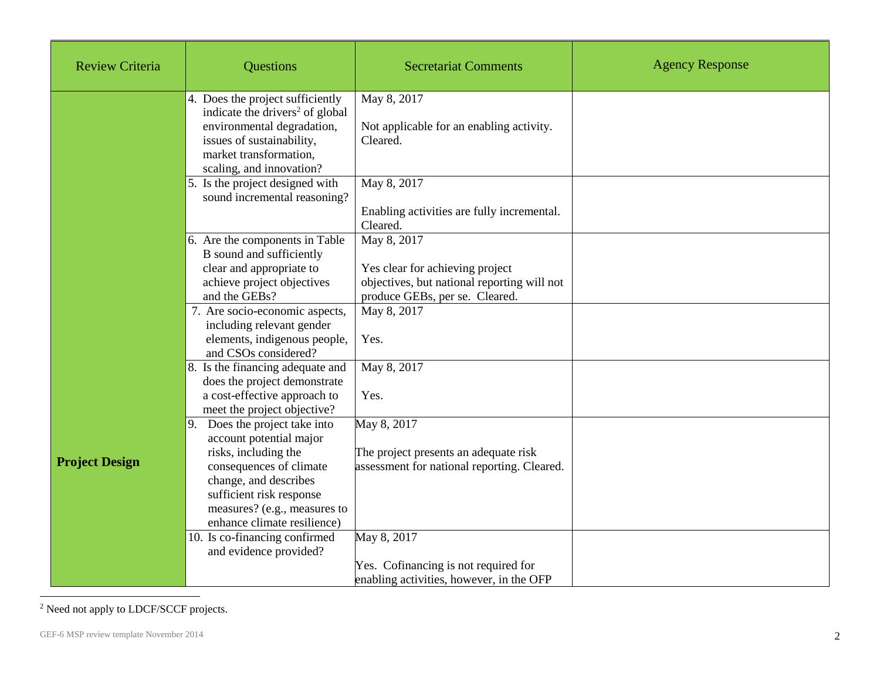| Review Criteria | Questions | Secretariat Comments | Agency Response |
|---|---|---|---|
| **Project Design** | 4. Does the project sufficiently indicate the drivers[2] of global environmental degradation, issues of sustainability, market transformation, scaling, and innovation? | May 8, 2017<br><br>Not applicable for an enabling activity. Cleared. | |
| | 5. Is the project designed with sound incremental reasoning? | May 8, 2017<br><br>Enabling activities are fully incremental. Cleared. | |
| | 6. Are the components in Table B sound and sufficiently clear and appropriate to achieve project objectives and the GEBs? | May 8, 2017<br><br>Yes clear for achieving project objectives, but national reporting will not produce GEBs, per se. Cleared. | |
| | 7. Are socio-economic aspects, including relevant gender elements, indigenous people, and CSOs considered? | May 8, 2017<br><br>Yes. | |
| | 8. Is the financing adequate and does the project demonstrate a cost-effective approach to meet the project objective? | May 8, 2017<br><br>Yes. | |
| | 9. Does the project take into account potential major risks, including the consequences of climate change, and describes sufficient risk response measures? (e.g., measures to enhance climate resilience) | May 8, 2017<br><br>The project presents an adequate risk assessment for national reporting. Cleared. | |
| | 10. Is co-financing confirmed and evidence provided? | May 8, 2017<br><br>Yes. Cofinancing is not required for enabling activities, however, in the OFP | |

[2] Need not apply to LDCF/SCCF projects.

GEF-6 MSP review template November 2014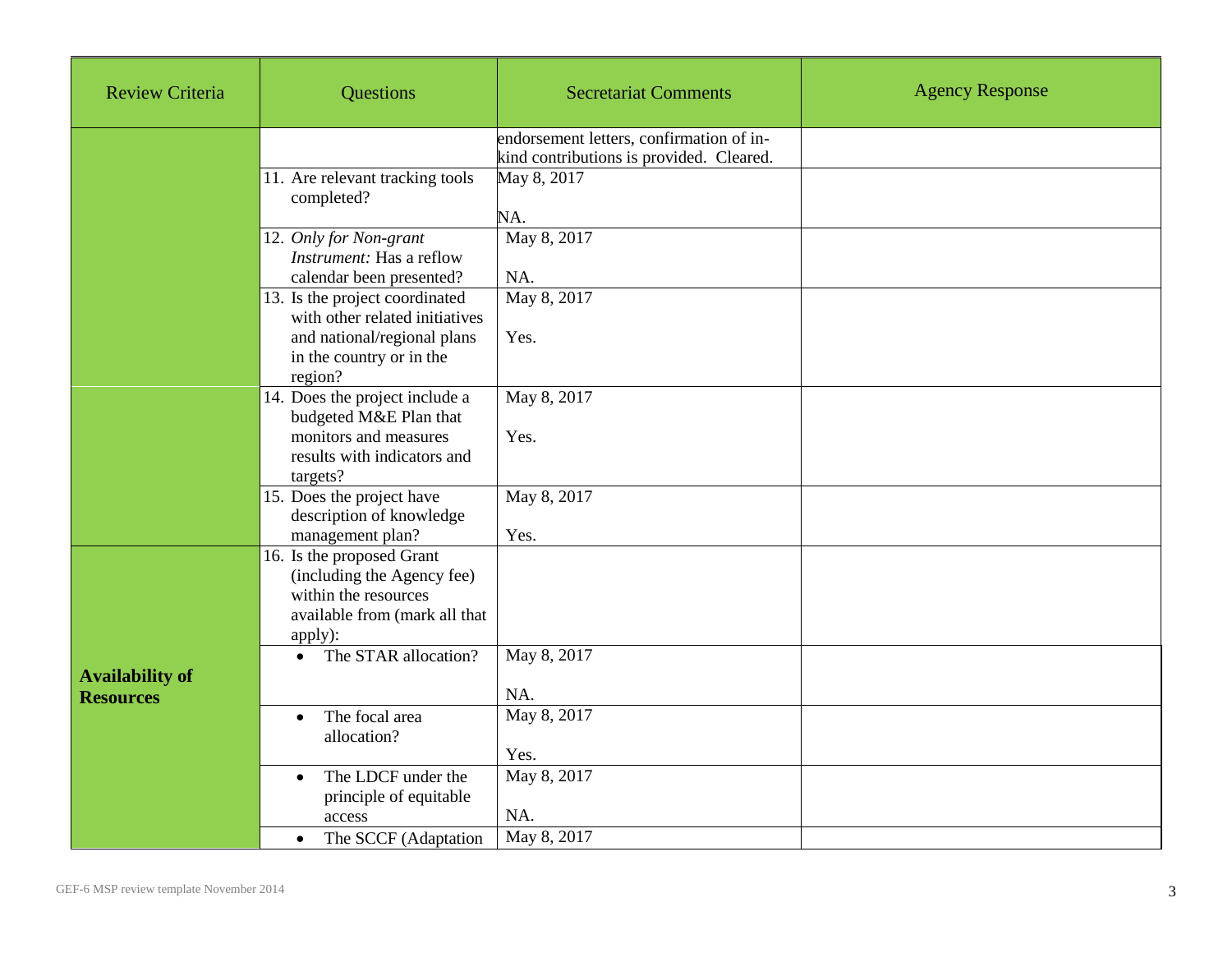| Review Criteria | Questions | Secretariat Comments | Agency Response |
|---|---|---|---|
| | | endorsement letters, confirmation of in-kind contributions is provided. Cleared. | |
| | 11. Are relevant tracking tools completed? | May 8, 2017<br><br>NA. | |
| | 12. *Only for Non-grant Instrument:* Has a reflow calendar been presented? | May 8, 2017<br><br>NA. | |
| | 13. Is the project coordinated with other related initiatives and national/regional plans in the country or in the region? | May 8, 2017<br><br>Yes. | |
| | 14. Does the project include a budgeted M&E Plan that monitors and measures results with indicators and targets? | May 8, 2017<br><br>Yes. | |
| | 15. Does the project have description of knowledge management plan? | May 8, 2017<br><br>Yes. | |
| **Availability of Resources** | 16. Is the proposed Grant (including the Agency fee) within the resources available from (mark all that apply): | | |
| | • The STAR allocation? | May 8, 2017<br><br>NA. | |
| | • The focal area allocation? | May 8, 2017<br><br>Yes. | |
| | • The LDCF under the principle of equitable access | May 8, 2017<br><br>NA. | |
| | • The SCCF (Adaptation | May 8, 2017 | |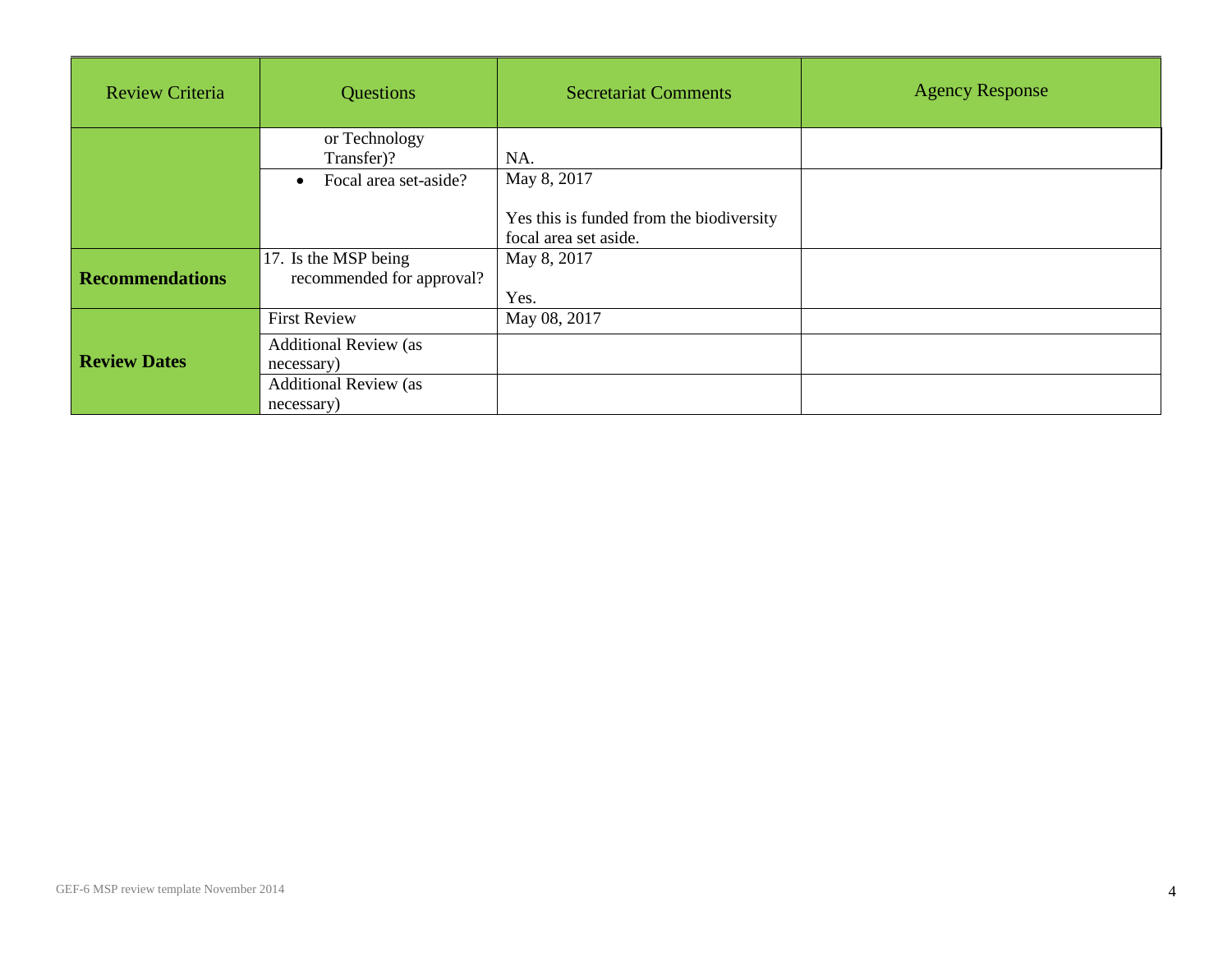| Review Criteria | Questions | Secretariat Comments | Agency Response |
|---|---|---|---|
| | or Technology Transfer)? | NA. | |
| | • Focal area set-aside? | May 8, 2017<br><br>Yes this is funded from the biodiversity focal area set aside. | |
| **Recommendations** | 17. Is the MSP being recommended for approval? | May 8, 2017<br><br>Yes. | |
| **Review Dates** | First Review | May 08, 2017 | |
| | Additional Review (as necessary) | | |
| | Additional Review (as necessary) | | |